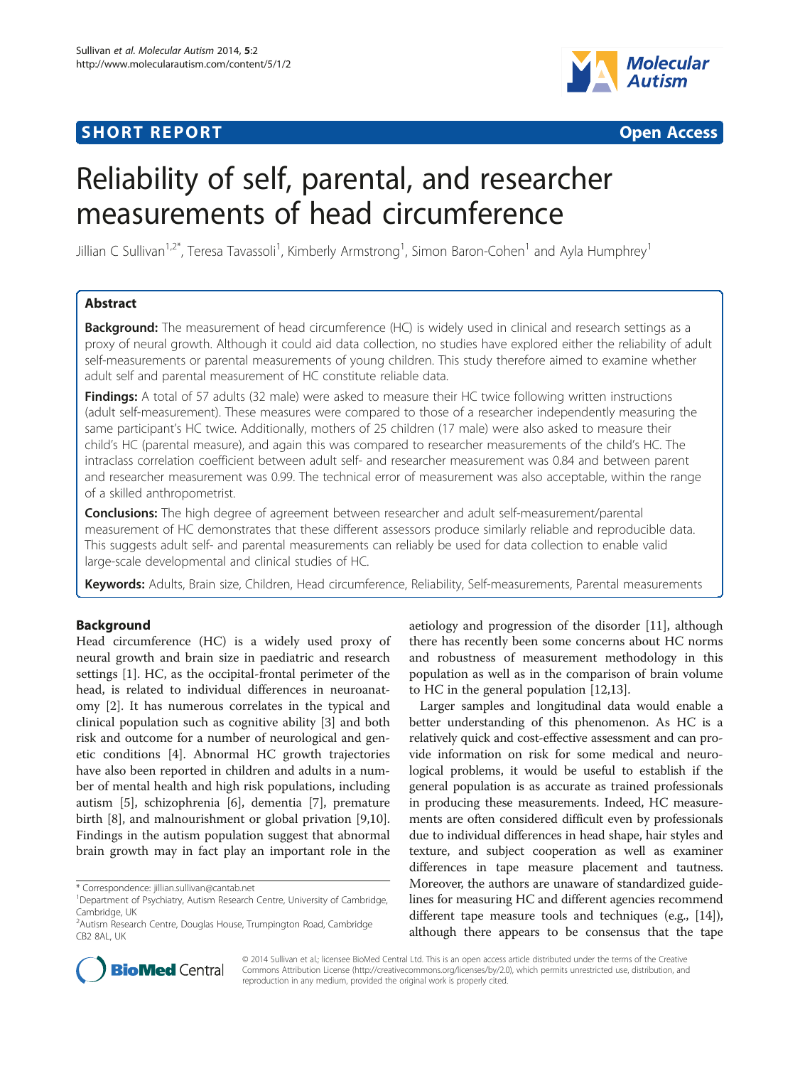**SHORT REPORT** **Open Access**

# Reliability of self, parental, and researcher measurements of head circumference

Jillian C Sullivan[1,2*], Teresa Tavassoli[1], Kimberly Armstrong[1], Simon Baron-Cohen[1] and Ayla Humphrey[1]

## Abstract

**Background:** The measurement of head circumference (HC) is widely used in clinical and research settings as a proxy of neural growth. Although it could aid data collection, no studies have explored either the reliability of adult self-measurements or parental measurements of young children. This study therefore aimed to examine whether adult self and parental measurement of HC constitute reliable data.

**Findings:** A total of 57 adults (32 male) were asked to measure their HC twice following written instructions (adult self-measurement). These measures were compared to those of a researcher independently measuring the same participant's HC twice. Additionally, mothers of 25 children (17 male) were also asked to measure their child's HC (parental measure), and again this was compared to researcher measurements of the child's HC. The intraclass correlation coefficient between adult self- and researcher measurement was 0.84 and between parent and researcher measurement was 0.99. The technical error of measurement was also acceptable, within the range of a skilled anthropometrist.

**Conclusions:** The high degree of agreement between researcher and adult self-measurement/parental measurement of HC demonstrates that these different assessors produce similarly reliable and reproducible data. This suggests adult self- and parental measurements can reliably be used for data collection to enable valid large-scale developmental and clinical studies of HC.

**Keywords:** Adults, Brain size, Children, Head circumference, Reliability, Self-measurements, Parental measurements

## Background

Head circumference (HC) is a widely used proxy of neural growth and brain size in paediatric and research settings [1]. HC, as the occipital-frontal perimeter of the head, is related to individual differences in neuroanatomy [2]. It has numerous correlates in the typical and clinical population such as cognitive ability [3] and both risk and outcome for a number of neurological and genetic conditions [4]. Abnormal HC growth trajectories have also been reported in children and adults in a number of mental health and high risk populations, including autism [5], schizophrenia [6], dementia [7], premature birth [8], and malnourishment or global privation [9,10]. Findings in the autism population suggest that abnormal brain growth may in fact play an important role in the aetiology and progression of the disorder [11], although there has recently been some concerns about HC norms and robustness of measurement methodology in this population as well as in the comparison of brain volume to HC in the general population [12,13].

Larger samples and longitudinal data would enable a better understanding of this phenomenon. As HC is a relatively quick and cost-effective assessment and can provide information on risk for some medical and neurological problems, it would be useful to establish if the general population is as accurate as trained professionals in producing these measurements. Indeed, HC measurements are often considered difficult even by professionals due to individual differences in head shape, hair styles and texture, and subject cooperation as well as examiner differences in tape measure placement and tautness. Moreover, the authors are unaware of standardized guidelines for measuring HC and different agencies recommend different tape measure tools and techniques (e.g., [14]), although there appears to be consensus that the tape

\* Correspondence: jillian.sullivan@cantab.net
[1]Department of Psychiatry, Autism Research Centre, University of Cambridge, Cambridge, UK
[2]Autism Research Centre, Douglas House, Trumpington Road, Cambridge CB2 8AL, UK

© 2014 Sullivan et al.; licensee BioMed Central Ltd. This is an open access article distributed under the terms of the Creative Commons Attribution License (http://creativecommons.org/licenses/by/2.0), which permits unrestricted use, distribution, and reproduction in any medium, provided the original work is properly cited.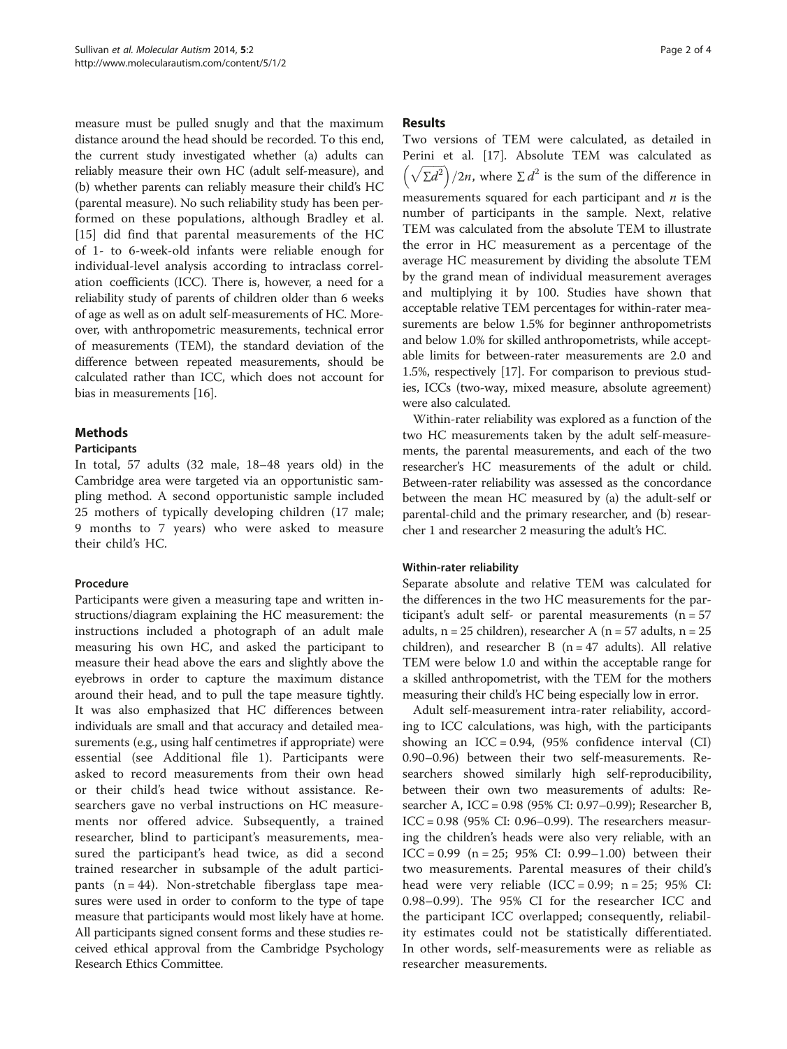measure must be pulled snugly and that the maximum distance around the head should be recorded. To this end, the current study investigated whether (a) adults can reliably measure their own HC (adult self-measure), and (b) whether parents can reliably measure their child's HC (parental measure). No such reliability study has been performed on these populations, although Bradley et al. [15] did find that parental measurements of the HC of 1- to 6-week-old infants were reliable enough for individual-level analysis according to intraclass correlation coefficients (ICC). There is, however, a need for a reliability study of parents of children older than 6 weeks of age as well as on adult self-measurements of HC. Moreover, with anthropometric measurements, technical error of measurements (TEM), the standard deviation of the difference between repeated measurements, should be calculated rather than ICC, which does not account for bias in measurements [16].

## Methods

### Participants

In total, 57 adults (32 male, 18–48 years old) in the Cambridge area were targeted via an opportunistic sampling method. A second opportunistic sample included 25 mothers of typically developing children (17 male; 9 months to 7 years) who were asked to measure their child's HC.

### Procedure

Participants were given a measuring tape and written instructions/diagram explaining the HC measurement: the instructions included a photograph of an adult male measuring his own HC, and asked the participant to measure their head above the ears and slightly above the eyebrows in order to capture the maximum distance around their head, and to pull the tape measure tightly. It was also emphasized that HC differences between individuals are small and that accuracy and detailed measurements (e.g., using half centimetres if appropriate) were essential (see Additional file 1). Participants were asked to record measurements from their own head or their child's head twice without assistance. Researchers gave no verbal instructions on HC measurements nor offered advice. Subsequently, a trained researcher, blind to participant's measurements, measured the participant's head twice, as did a second trained researcher in subsample of the adult participants (n = 44). Non-stretchable fiberglass tape measures were used in order to conform to the type of tape measure that participants would most likely have at home. All participants signed consent forms and these studies received ethical approval from the Cambridge Psychology Research Ethics Committee.

## Results

Two versions of TEM were calculated, as detailed in Perini et al. [17]. Absolute TEM was calculated as $\left(\sqrt{\Sigma d^2}\right)/2n$, where $\Sigma d^2$ is the sum of the difference in measurements squared for each participant and $n$ is the number of participants in the sample. Next, relative TEM was calculated from the absolute TEM to illustrate the error in HC measurement as a percentage of the average HC measurement by dividing the absolute TEM by the grand mean of individual measurement averages and multiplying it by 100. Studies have shown that acceptable relative TEM percentages for within-rater measurements are below 1.5% for beginner anthropometrists and below 1.0% for skilled anthropometrists, while acceptable limits for between-rater measurements are 2.0 and 1.5%, respectively [17]. For comparison to previous studies, ICCs (two-way, mixed measure, absolute agreement) were also calculated.

Within-rater reliability was explored as a function of the two HC measurements taken by the adult self-measurements, the parental measurements, and each of the two researcher's HC measurements of the adult or child. Between-rater reliability was assessed as the concordance between the mean HC measured by (a) the adult-self or parental-child and the primary researcher, and (b) researcher 1 and researcher 2 measuring the adult's HC.

### Within-rater reliability

Separate absolute and relative TEM was calculated for the differences in the two HC measurements for the participant's adult self- or parental measurements (n = 57 adults, n = 25 children), researcher A (n = 57 adults, n = 25 children), and researcher B (n = 47 adults). All relative TEM were below 1.0 and within the acceptable range for a skilled anthropometrist, with the TEM for the mothers measuring their child's HC being especially low in error.

Adult self-measurement intra-rater reliability, according to ICC calculations, was high, with the participants showing an ICC = 0.94, (95% confidence interval (CI) 0.90–0.96) between their two self-measurements. Researchers showed similarly high self-reproducibility, between their own two measurements of adults: Researcher A, ICC = 0.98 (95% CI: 0.97–0.99); Researcher B, ICC = 0.98 (95% CI: 0.96–0.99). The researchers measuring the children's heads were also very reliable, with an ICC = 0.99 (n = 25; 95% CI: 0.99–1.00) between their two measurements. Parental measures of their child's head were very reliable (ICC = 0.99; n = 25; 95% CI: 0.98–0.99). The 95% CI for the researcher ICC and the participant ICC overlapped; consequently, reliability estimates could not be statistically differentiated. In other words, self-measurements were as reliable as researcher measurements.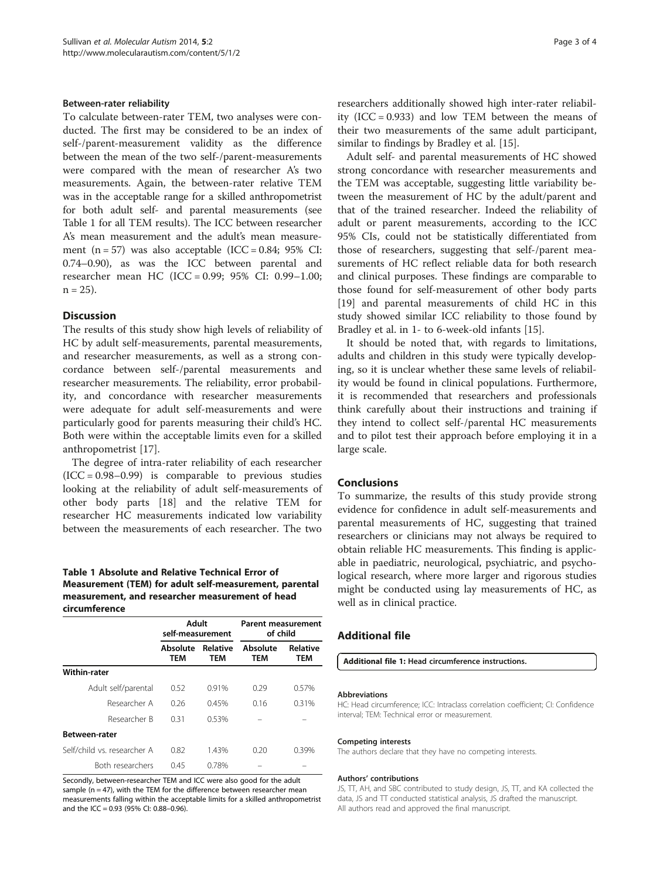#### Between-rater reliability

To calculate between-rater TEM, two analyses were conducted. The first may be considered to be an index of self-/parent-measurement validity as the difference between the mean of the two self-/parent-measurements were compared with the mean of researcher A's two measurements. Again, the between-rater relative TEM was in the acceptable range for a skilled anthropometrist for both adult self- and parental measurements (see Table 1 for all TEM results). The ICC between researcher A's mean measurement and the adult's mean measurement (n = 57) was also acceptable (ICC = 0.84; 95% CI: 0.74–0.90), as was the ICC between parental and researcher mean HC (ICC = 0.99; 95% CI: 0.99–1.00; n = 25).

## Discussion

The results of this study show high levels of reliability of HC by adult self-measurements, parental measurements, and researcher measurements, as well as a strong concordance between self-/parental measurements and researcher measurements. The reliability, error probability, and concordance with researcher measurements were adequate for adult self-measurements and were particularly good for parents measuring their child's HC. Both were within the acceptable limits even for a skilled anthropometrist [17].

The degree of intra-rater reliability of each researcher (ICC = 0.98–0.99) is comparable to previous studies looking at the reliability of adult self-measurements of other body parts [18] and the relative TEM for researcher HC measurements indicated low variability between the measurements of each researcher. The two researchers additionally showed high inter-rater reliability (ICC = 0.933) and low TEM between the means of their two measurements of the same adult participant, similar to findings by Bradley et al. [15].

Adult self- and parental measurements of HC showed strong concordance with researcher measurements and the TEM was acceptable, suggesting little variability between the measurement of HC by the adult/parent and that of the trained researcher. Indeed the reliability of adult or parent measurements, according to the ICC 95% CIs, could not be statistically differentiated from those of researchers, suggesting that self-/parent measurements of HC reflect reliable data for both research and clinical purposes. These findings are comparable to those found for self-measurement of other body parts [19] and parental measurements of child HC in this study showed similar ICC reliability to those found by Bradley et al. in 1- to 6-week-old infants [15].

It should be noted that, with regards to limitations, adults and children in this study were typically developing, so it is unclear whether these same levels of reliability would be found in clinical populations. Furthermore, it is recommended that researchers and professionals think carefully about their instructions and training if they intend to collect self-/parental HC measurements and to pilot test their approach before employing it in a large scale.

**Table 1 Absolute and Relative Technical Error of Measurement (TEM) for adult self-measurement, parental measurement, and researcher measurement of head circumference**

| | Adult self-measurement | | Parent measurement of child | |
|---|---|---|---|---|
| | Absolute TEM | Relative TEM | Absolute TEM | Relative TEM |
| **Within-rater** | | | | |
| Adult self/parental | 0.52 | 0.91% | 0.29 | 0.57% |
| Researcher A | 0.26 | 0.45% | 0.16 | 0.31% |
| Researcher B | 0.31 | 0.53% | – | – |
| **Between-rater** | | | | |
| Self/child vs. researcher A | 0.82 | 1.43% | 0.20 | 0.39% |
| Both researchers | 0.45 | 0.78% | – | – |

Secondly, between-researcher TEM and ICC were also good for the adult sample (n = 47), with the TEM for the difference between researcher mean measurements falling within the acceptable limits for a skilled anthropometrist and the ICC = 0.93 (95% CI: 0.88–0.96).

## Conclusions

To summarize, the results of this study provide strong evidence for confidence in adult self-measurements and parental measurements of HC, suggesting that trained researchers or clinicians may not always be required to obtain reliable HC measurements. This finding is applicable in paediatric, neurological, psychiatric, and psychological research, where more larger and rigorous studies might be conducted using lay measurements of HC, as well as in clinical practice.

## Additional file

**Additional file 1: Head circumference instructions.**

#### Abbreviations

HC: Head circumference; ICC: Intraclass correlation coefficient; CI: Confidence interval; TEM: Technical error or measurement.

#### Competing interests

The authors declare that they have no competing interests.

#### Authors' contributions

JS, TT, AH, and SBC contributed to study design, JS, TT, and KA collected the data, JS and TT conducted statistical analysis, JS drafted the manuscript. All authors read and approved the final manuscript.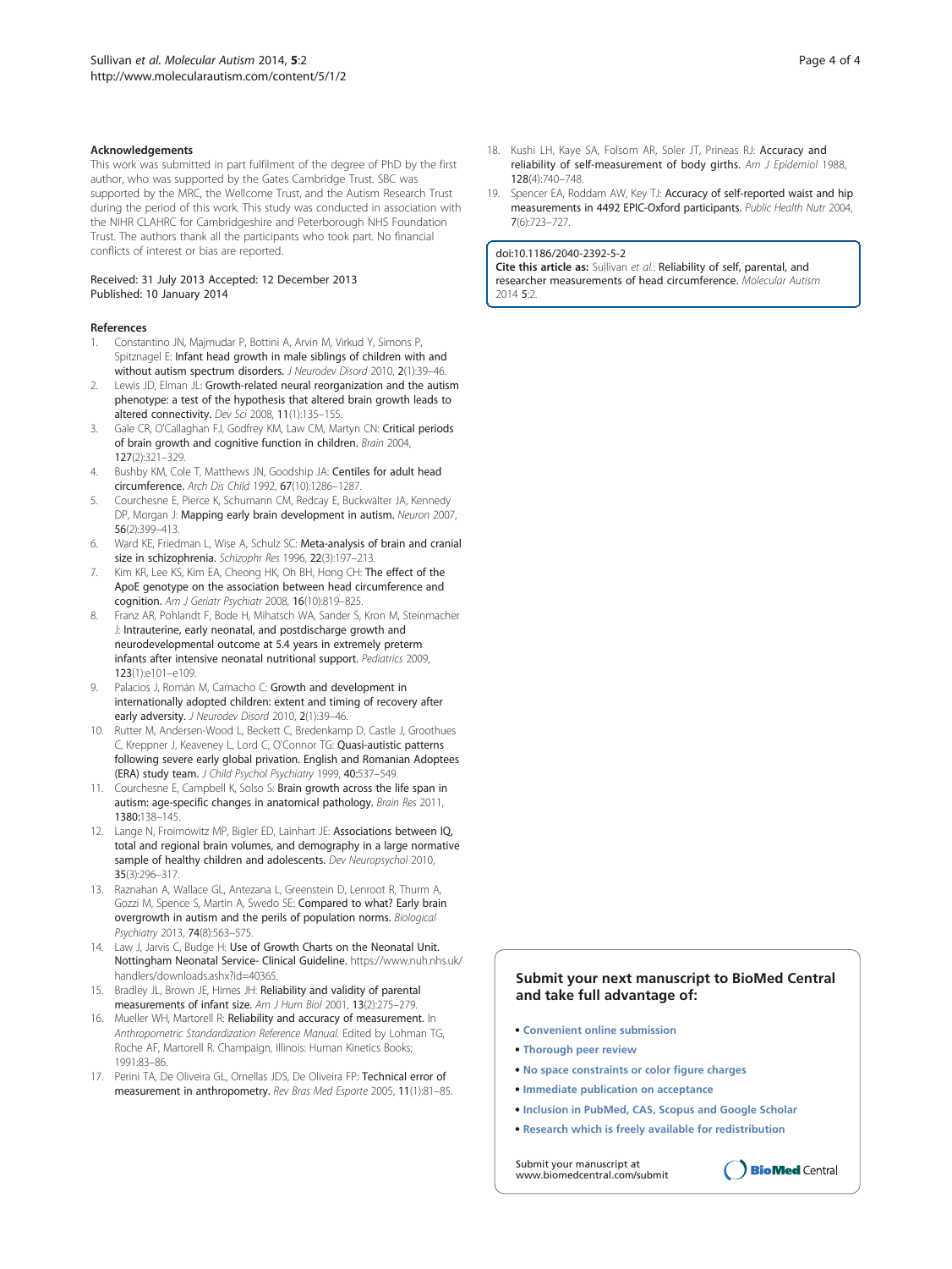### Acknowledgements

This work was submitted in part fulfilment of the degree of PhD by the first author, who was supported by the Gates Cambridge Trust. SBC was supported by the MRC, the Wellcome Trust, and the Autism Research Trust during the period of this work. This study was conducted in association with the NIHR CLAHRC for Cambridgeshire and Peterborough NHS Foundation Trust. The authors thank all the participants who took part. No financial conflicts of interest or bias are reported.

Received: 31 July 2013 Accepted: 12 December 2013
Published: 10 January 2014

### References

1. Constantino JN, Majmudar P, Bottini A, Arvin M, Virkud Y, Simons P, Spitznagel E: **Infant head growth in male siblings of children with and without autism spectrum disorders.** *J Neurodev Disord* 2010, **2**(1):39–46.
2. Lewis JD, Elman JL: **Growth-related neural reorganization and the autism phenotype: a test of the hypothesis that altered brain growth leads to altered connectivity.** *Dev Sci* 2008, **11**(1):135–155.
3. Gale CR, O'Callaghan FJ, Godfrey KM, Law CM, Martyn CN: **Critical periods of brain growth and cognitive function in children.** *Brain* 2004, **127**(2):321–329.
4. Bushby KM, Cole T, Matthews JN, Goodship JA: **Centiles for adult head circumference.** *Arch Dis Child* 1992, **67**(10):1286–1287.
5. Courchesne E, Pierce K, Schumann CM, Redcay E, Buckwalter JA, Kennedy DP, Morgan J: **Mapping early brain development in autism.** *Neuron* 2007, **56**(2):399–413.
6. Ward KE, Friedman L, Wise A, Schulz SC: **Meta-analysis of brain and cranial size in schizophrenia.** *Schizophr Res* 1996, **22**(3):197–213.
7. Kim KR, Lee KS, Kim EA, Cheong HK, Oh BH, Hong CH: **The effect of the ApoE genotype on the association between head circumference and cognition.** *Am J Geriatr Psychiatr* 2008, **16**(10):819–825.
8. Franz AR, Pohlandt F, Bode H, Mihatsch WA, Sander S, Kron M, Steinmacher J: **Intrauterine, early neonatal, and postdischarge growth and neurodevelopmental outcome at 5.4 years in extremely preterm infants after intensive neonatal nutritional support.** *Pediatrics* 2009, **123**(1):e101–e109.
9. Palacios J, Román M, Camacho C: **Growth and development in internationally adopted children: extent and timing of recovery after early adversity.** *J Neurodev Disord* 2010, **2**(1):39–46.
10. Rutter M, Andersen-Wood L, Beckett C, Bredenkamp D, Castle J, Groothues C, Kreppner J, Keaveney L, Lord C, O'Connor TG: **Quasi-autistic patterns following severe early global privation. English and Romanian Adoptees (ERA) study team.** *J Child Psychol Psychiatry* 1999, **40:**537–549.
11. Courchesne E, Campbell K, Solso S: **Brain growth across the life span in autism: age-specific changes in anatomical pathology.** *Brain Res* 2011, **1380:**138–145.
12. Lange N, Froimowitz MP, Bigler ED, Lainhart JE: **Associations between IQ, total and regional brain volumes, and demography in a large normative sample of healthy children and adolescents.** *Dev Neuropsychol* 2010, **35**(3):296–317.
13. Raznahan A, Wallace GL, Antezana L, Greenstein D, Lenroot R, Thurm A, Gozzi M, Spence S, Martin A, Swedo SE: **Compared to what? Early brain overgrowth in autism and the perils of population norms.** *Biological Psychiatry* 2013, **74**(8):563–575.
14. Law J, Jarvis C, Budge H: **Use of Growth Charts on the Neonatal Unit. Nottingham Neonatal Service- Clinical Guideline.** https://www.nuh.nhs.uk/handlers/downloads.ashx?id=40365.
15. Bradley JL, Brown JE, Himes JH: **Reliability and validity of parental measurements of infant size.** *Am J Hum Biol* 2001, **13**(2):275–279.
16. Mueller WH, Martorell R: **Reliability and accuracy of measurement.** In *Anthropometric Standardization Reference Manual.* Edited by Lohman TG, Roche AF, Martorell R. Champaign, Illinois: Human Kinetics Books; 1991:83–86.
17. Perini TA, De Oliveira GL, Ornellas JDS, De Oliveira FP: **Technical error of measurement in anthropometry.** *Rev Bras Med Esporte* 2005, **11**(1):81–85.
18. Kushi LH, Kaye SA, Folsom AR, Soler JT, Prineas RJ: **Accuracy and reliability of self-measurement of body girths.** *Am J Epidemiol* 1988, **128**(4):740–748.
19. Spencer EA, Roddam AW, Key TJ: **Accuracy of self-reported waist and hip measurements in 4492 EPIC-Oxford participants.** *Public Health Nutr* 2004, **7**(6):723–727.

doi:10.1186/2040-2392-5-2
**Cite this article as:** Sullivan *et al.*: Reliability of self, parental, and researcher measurements of head circumference. *Molecular Autism* 2014 **5**:2.

**Submit your next manuscript to BioMed Central and take full advantage of:**

- Convenient online submission
- Thorough peer review
- No space constraints or color figure charges
- Immediate publication on acceptance
- Inclusion in PubMed, CAS, Scopus and Google Scholar
- Research which is freely available for redistribution

Submit your manuscript at
www.biomedcentral.com/submit

BioMed Central